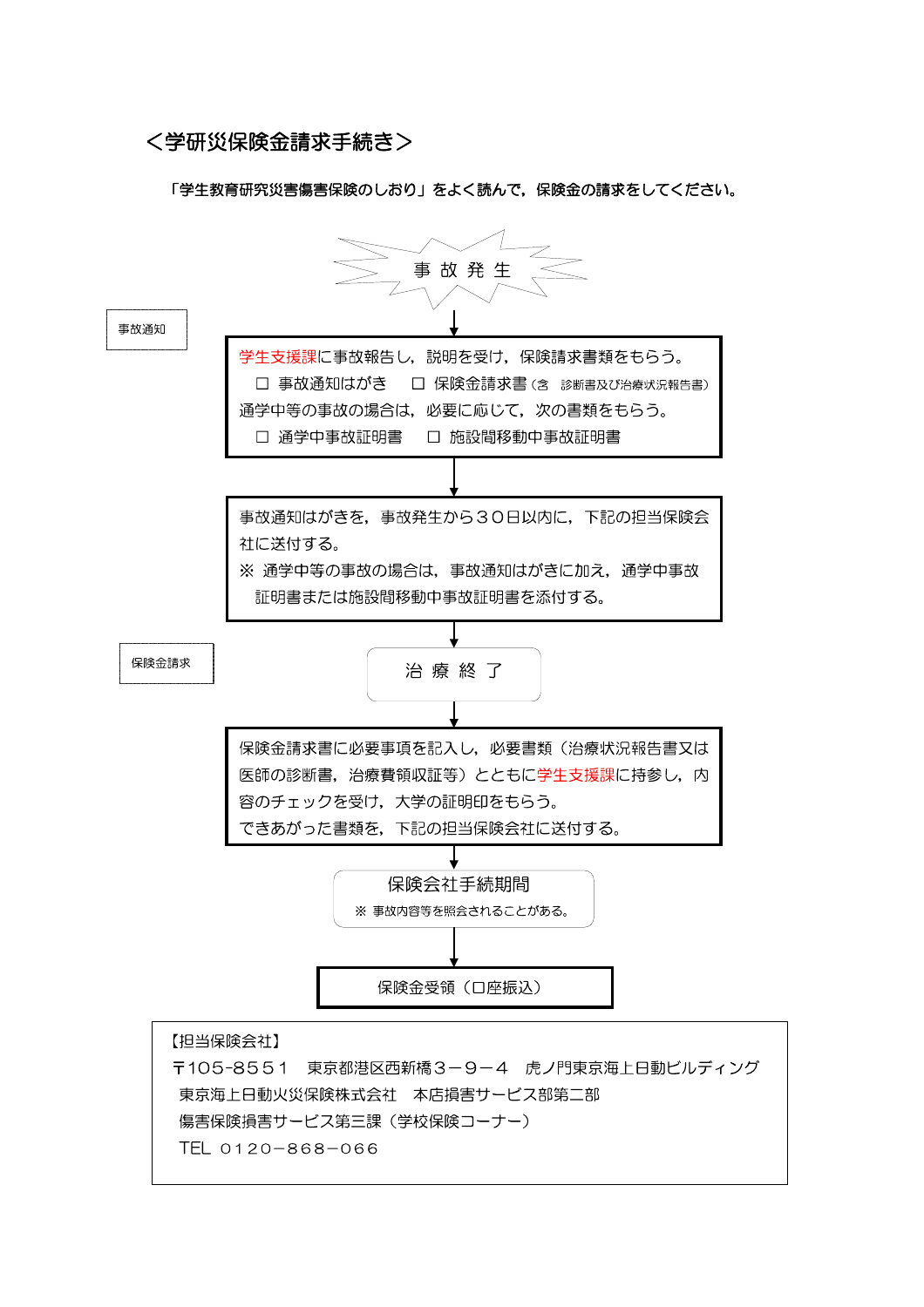## ＜学研災保険金請求手続き＞

**「学生教育研究災害傷害保険のしおり」をよく読んで，保険金の請求をしてください。**

事 故 発 生

↓

事故通知

学生支援課に事故報告し，説明を受け，保険請求書類をもらう。
- □ 事故通知はがき
- □ 保険金請求書（含　診断書及び治療状況報告書）

通学中等の事故の場合は，必要に応じて，次の書類をもらう。
- □ 通学中事故証明書
- □ 施設間移動中事故証明書

↓

事故通知はがきを，事故発生から３０日以内に，下記の担当保険会社に送付する。

※ 通学中等の事故の場合は，事故通知はがきに加え，通学中事故証明書または施設間移動中事故証明書を添付する。

↓

保険金請求

治 療 終 了

↓

保険金請求書に必要事項を記入し，必要書類（治療状況報告書又は医師の診断書，治療費領収証等）とともに学生支援課に持参し，内容のチェックを受け，大学の証明印をもらう。

できあがった書類を，下記の担当保険会社に送付する。

↓

保険会社手続期間

※ 事故内容等を照会されることがある。

↓

保険金受領（口座振込）

【担当保険会社】

〒105-8551　東京都港区西新橋３－９－４　虎ノ門東京海上日動ビルディング

東京海上日動火災保険株式会社　本店損害サービス部第二部

傷害保険損害サービス第三課（学校保険コーナー）

TEL ０１２０－８６８－０６６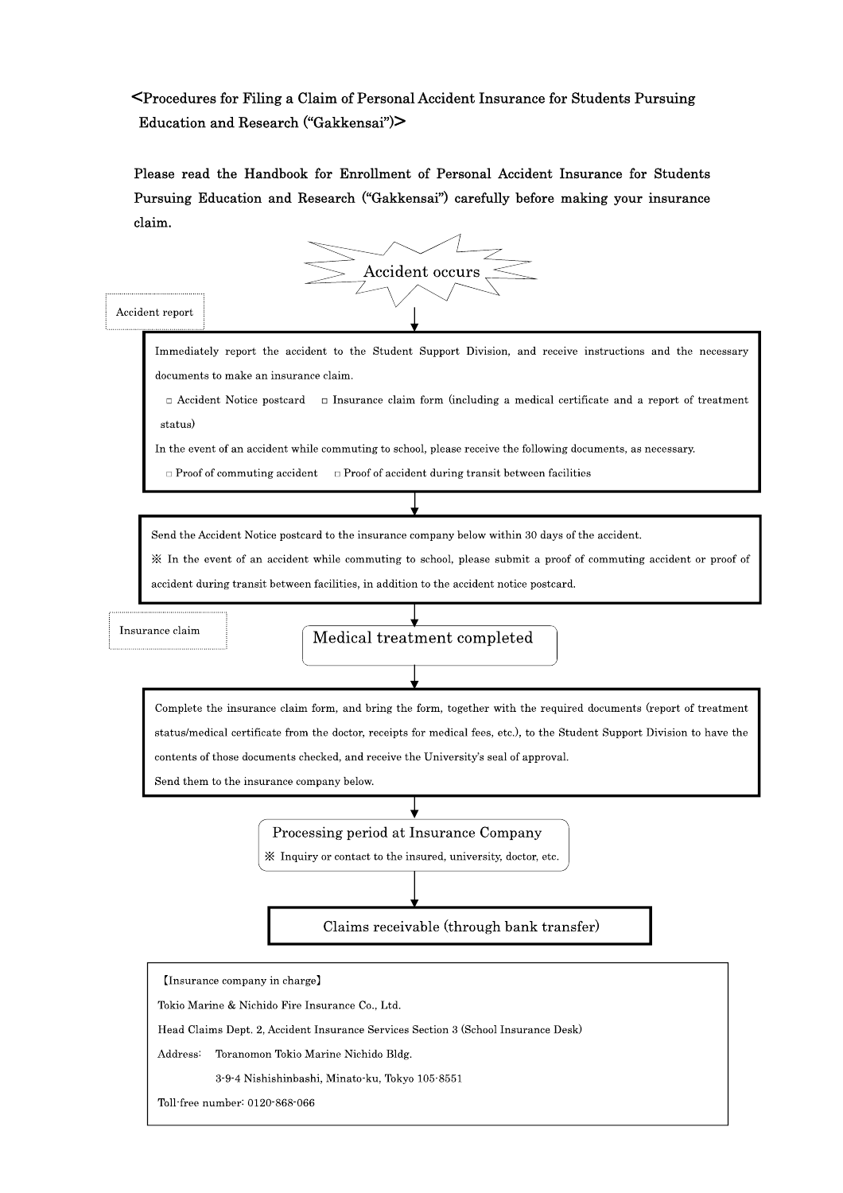## <Procedures for Filing a Claim of Personal Accident Insurance for Students Pursuing Education and Research ("Gakkensai")>

**Please read the Handbook for Enrollment of Personal Accident Insurance for Students Pursuing Education and Research ("Gakkensai") carefully before making your insurance claim.**

**Accident occurs**

↓

*Accident report*

Immediately report the accident to the Student Support Division, and receive instructions and the necessary documents to make an insurance claim.

□ Accident Notice postcard □ Insurance claim form (including a medical certificate and a report of treatment status)

In the event of an accident while commuting to school, please receive the following documents, as necessary.

□ Proof of commuting accident □ Proof of accident during transit between facilities

↓

Send the Accident Notice postcard to the insurance company below within 30 days of the accident.

※ In the event of an accident while commuting to school, please submit a proof of commuting accident or proof of accident during transit between facilities, in addition to the accident notice postcard.

↓

*Insurance claim*

**Medical treatment completed**

↓

Complete the insurance claim form, and bring the form, together with the required documents (report of treatment status/medical certificate from the doctor, receipts for medical fees, etc.), to the Student Support Division to have the contents of those documents checked, and receive the University's seal of approval.

Send them to the insurance company below.

↓

**Processing period at Insurance Company**

※ Inquiry or contact to the insured, university, doctor, etc.

↓

**Claims receivable (through bank transfer)**

---

【Insurance company in charge】

Tokio Marine & Nichido Fire Insurance Co., Ltd.

Head Claims Dept. 2, Accident Insurance Services Section 3 (School Insurance Desk)

Address: Toranomon Tokio Marine Nichido Bldg.

3-9-4 Nishishinbashi, Minato-ku, Tokyo 105-8551

Toll-free number: 0120-868-066